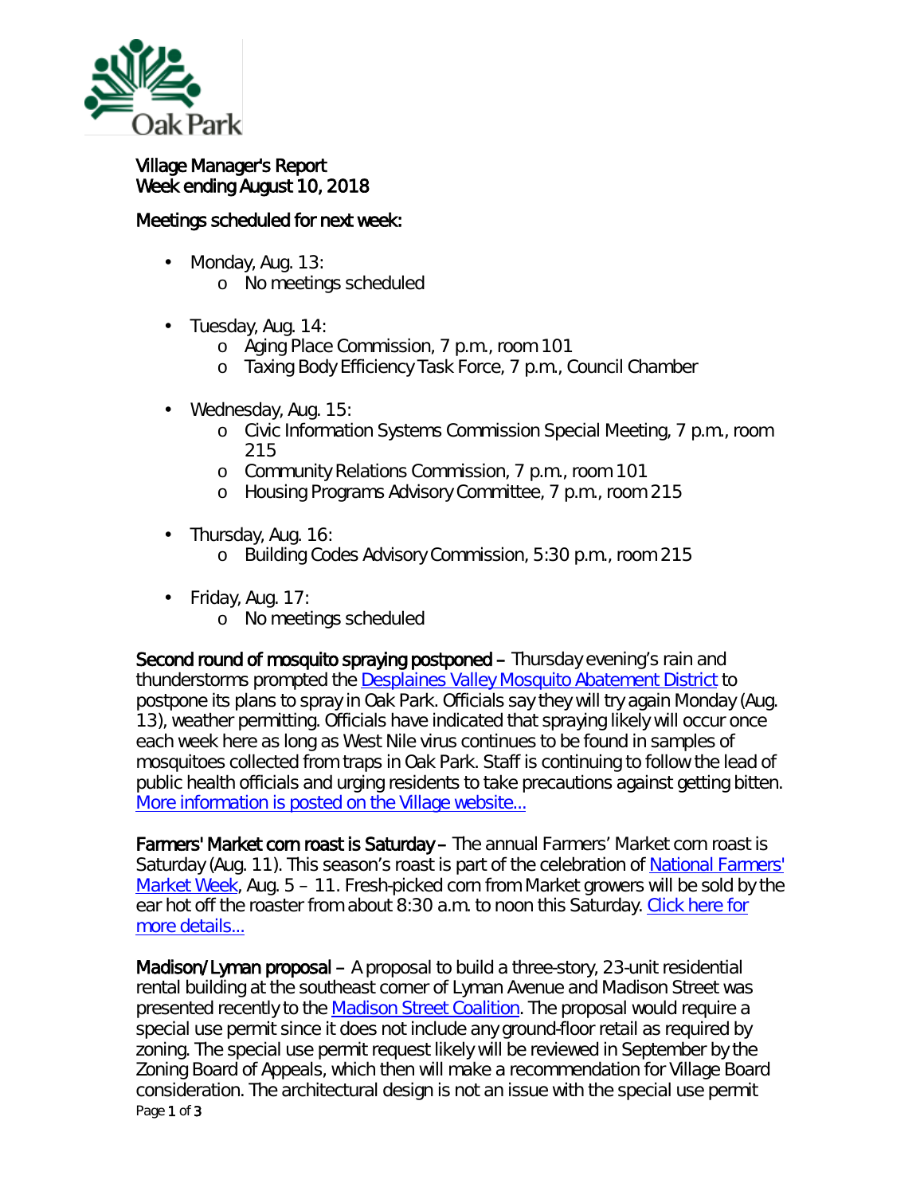Village Manager's Report
Week ending August 10, 2018

Meetings scheduled for next week:

- Monday, Aug. 13:
  - No meetings scheduled
- Tuesday, Aug. 14:
  - Aging Place Commission, 7 p.m., room 101
  - Taxing Body Efficiency Task Force, 7 p.m., Council Chamber
- Wednesday, Aug. 15:
  - Civic Information Systems Commission Special Meeting, 7 p.m., room 215
  - Community Relations Commission, 7 p.m., room 101
  - Housing Programs Advisory Committee, 7 p.m., room 215
- Thursday, Aug. 16:
  - Building Codes Advisory Commission, 5:30 p.m., room 215
- Friday, Aug. 17:
  - No meetings scheduled

**Second round of mosquito spraying postponed –** Thursday evening's rain and thunderstorms prompted the Desplaines Valley Mosquito Abatement District to postpone its plans to spray in Oak Park. Officials say they will try again Monday (Aug. 13), weather permitting. Officials have indicated that spraying likely will occur once each week here as long as West Nile virus continues to be found in samples of mosquitoes collected from traps in Oak Park. Staff is continuing to follow the lead of public health officials and urging residents to take precautions against getting bitten. More information is posted on the Village website...

**Farmers' Market corn roast is Saturday –** The annual Farmers' Market corn roast is Saturday (Aug. 11). This season's roast is part of the celebration of National Farmers' Market Week, Aug. 5 – 11. Fresh-picked corn from Market growers will be sold by the ear hot off the roaster from about 8:30 a.m. to noon this Saturday. Click here for more details...

**Madison/Lyman proposal –** A proposal to build a three-story, 23-unit residential rental building at the southeast corner of Lyman Avenue and Madison Street was presented recently to the Madison Street Coalition. The proposal would require a special use permit since it does not include any ground-floor retail as required by zoning. The special use permit request likely will be reviewed in September by the Zoning Board of Appeals, which then will make a recommendation for Village Board consideration. The architectural design is not an issue with the special use permit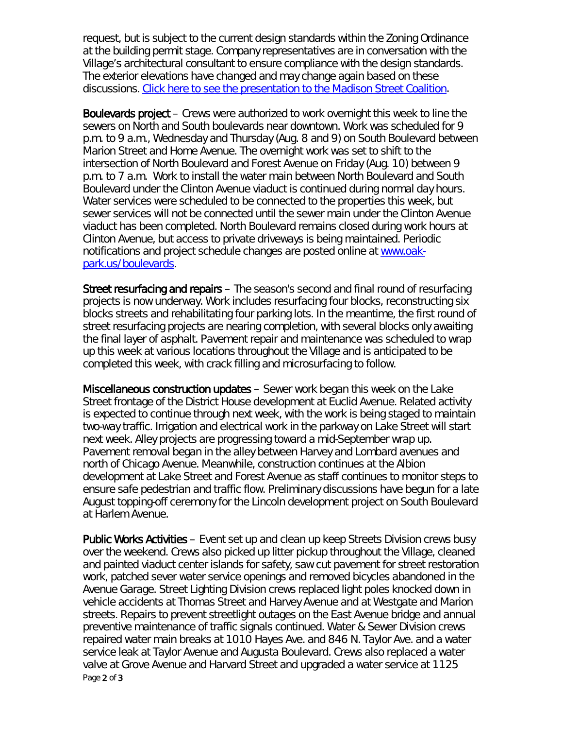request, but is subject to the current design standards within the Zoning Ordinance at the building permit stage. Company representatives are in conversation with the Village's architectural consultant to ensure compliance with the design standards. The exterior elevations have changed and may change again based on these discussions. [Click here to see the presentation to the Madison Street Coalition](#).

**Boulevards project** – Crews were authorized to work overnight this week to line the sewers on North and South boulevards near downtown. Work was scheduled for 9 p.m. to 9 a.m., Wednesday and Thursday (Aug. 8 and 9) on South Boulevard between Marion Street and Home Avenue. The overnight work was set to shift to the intersection of North Boulevard and Forest Avenue on Friday (Aug. 10) between 9 p.m. to 7 a.m. Work to install the water main between North Boulevard and South Boulevard under the Clinton Avenue viaduct is continued during normal day hours. Water services were scheduled to be connected to the properties this week, but sewer services will not be connected until the sewer main under the Clinton Avenue viaduct has been completed. North Boulevard remains closed during work hours at Clinton Avenue, but access to private driveways is being maintained. Periodic notifications and project schedule changes are posted online at [www.oak-park.us/boulevards](http://www.oak-park.us/boulevards).

**Street resurfacing and repairs** – The season's second and final round of resurfacing projects is now underway. Work includes resurfacing four blocks, reconstructing six blocks streets and rehabilitating four parking lots. In the meantime, the first round of street resurfacing projects are nearing completion, with several blocks only awaiting the final layer of asphalt. Pavement repair and maintenance was scheduled to wrap up this week at various locations throughout the Village and is anticipated to be completed this week, with crack filling and microsurfacing to follow.

**Miscellaneous construction updates** – Sewer work began this week on the Lake Street frontage of the District House development at Euclid Avenue. Related activity is expected to continue through next week, with the work is being staged to maintain two-way traffic. Irrigation and electrical work in the parkway on Lake Street will start next week. Alley projects are progressing toward a mid-September wrap up. Pavement removal began in the alley between Harvey and Lombard avenues and north of Chicago Avenue. Meanwhile, construction continues at the Albion development at Lake Street and Forest Avenue as staff continues to monitor steps to ensure safe pedestrian and traffic flow. Preliminary discussions have begun for a late August topping-off ceremony for the Lincoln development project on South Boulevard at Harlem Avenue.

**Public Works Activities** – Event set up and clean up keep Streets Division crews busy over the weekend. Crews also picked up litter pickup throughout the Village, cleaned and painted viaduct center islands for safety, saw cut pavement for street restoration work, patched sever water service openings and removed bicycles abandoned in the Avenue Garage. Street Lighting Division crews replaced light poles knocked down in vehicle accidents at Thomas Street and Harvey Avenue and at Westgate and Marion streets. Repairs to prevent streetlight outages on the East Avenue bridge and annual preventive maintenance of traffic signals continued. Water & Sewer Division crews repaired water main breaks at 1010 Hayes Ave. and 846 N. Taylor Ave. and a water service leak at Taylor Avenue and Augusta Boulevard. Crews also replaced a water valve at Grove Avenue and Harvard Street and upgraded a water service at 1125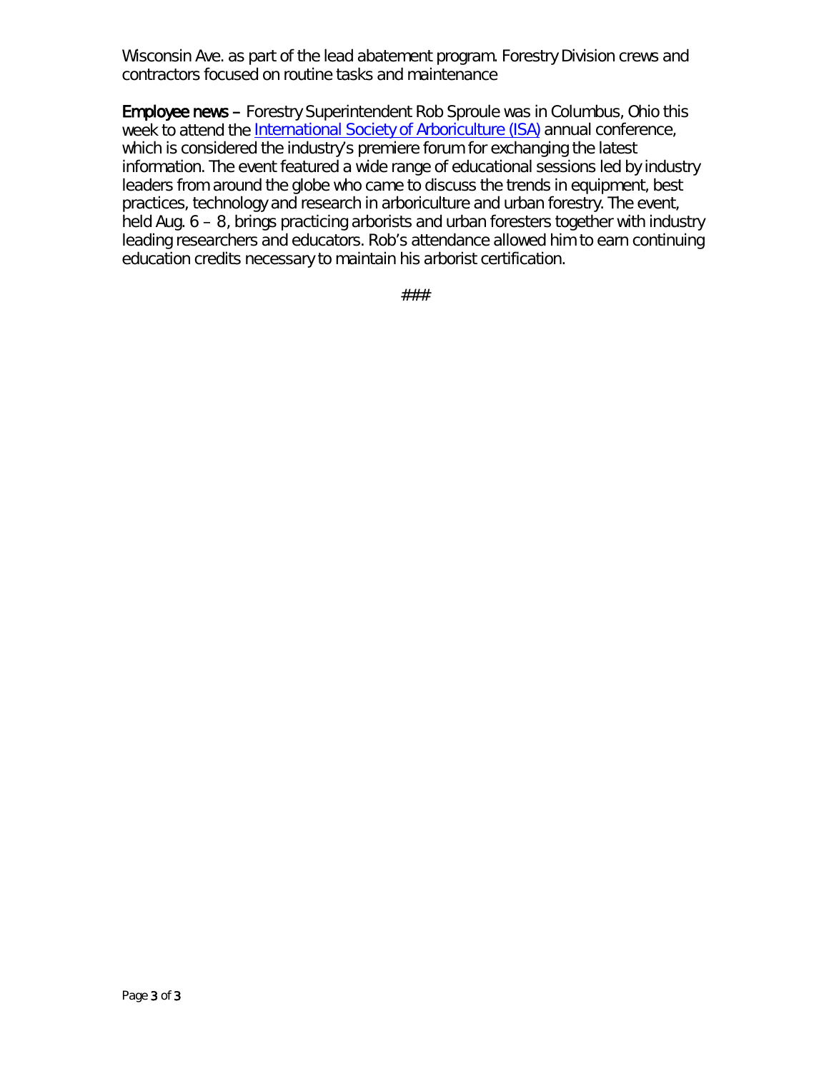Wisconsin Ave. as part of the lead abatement program. Forestry Division crews and contractors focused on routine tasks and maintenance

**Employee news** – Forestry Superintendent Rob Sproule was in Columbus, Ohio this week to attend the International Society of Arboriculture (ISA) annual conference, which is considered the industry's premiere forum for exchanging the latest information. The event featured a wide range of educational sessions led by industry leaders from around the globe who came to discuss the trends in equipment, best practices, technology and research in arboriculture and urban forestry. The event, held Aug. 6 – 8, brings practicing arborists and urban foresters together with industry leading researchers and educators. Rob's attendance allowed him to earn continuing education credits necessary to maintain his arborist certification.

###